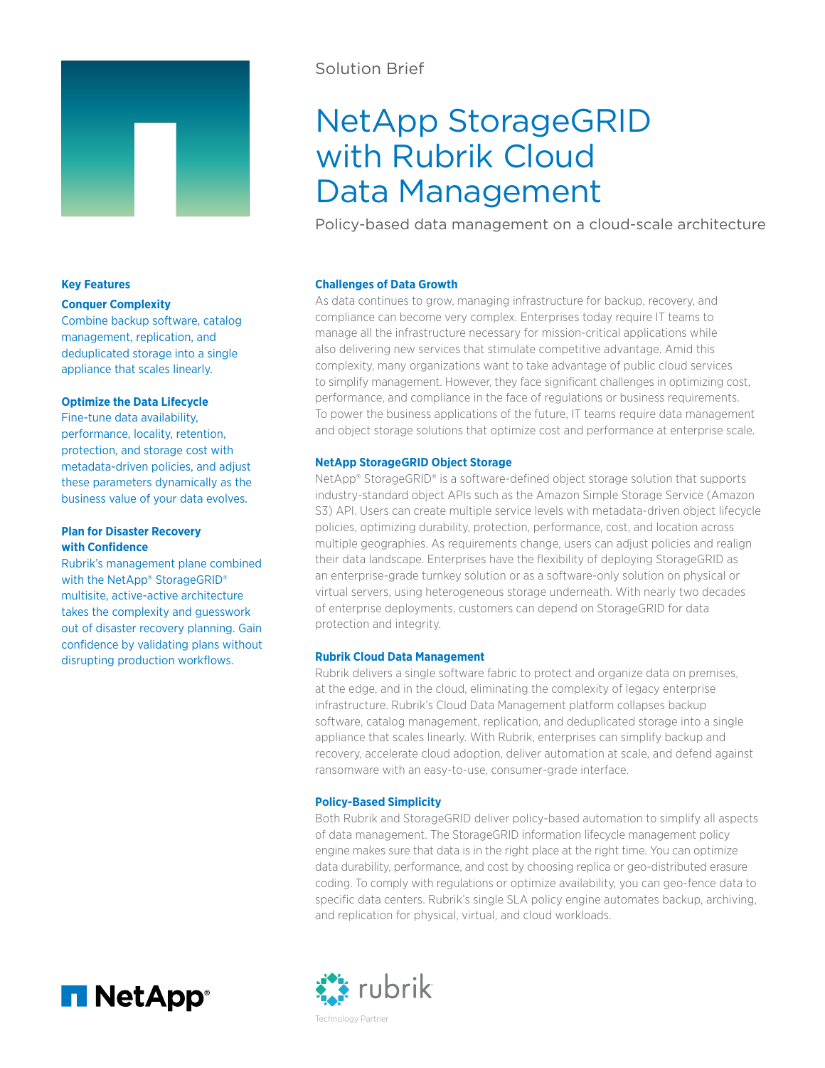Solution Brief

# NetApp StorageGRID with Rubrik Cloud Data Management

Policy-based data management on a cloud-scale architecture

## Key Features

### Conquer Complexity

Combine backup software, catalog management, replication, and deduplicated storage into a single appliance that scales linearly.

### Optimize the Data Lifecycle

Fine-tune data availability, performance, locality, retention, protection, and storage cost with metadata-driven policies, and adjust these parameters dynamically as the business value of your data evolves.

### Plan for Disaster Recovery with Confidence

Rubrik's management plane combined with the NetApp® StorageGRID® multisite, active-active architecture takes the complexity and guesswork out of disaster recovery planning. Gain confidence by validating plans without disrupting production workflows.

## Challenges of Data Growth

As data continues to grow, managing infrastructure for backup, recovery, and compliance can become very complex. Enterprises today require IT teams to manage all the infrastructure necessary for mission-critical applications while also delivering new services that stimulate competitive advantage. Amid this complexity, many organizations want to take advantage of public cloud services to simplify management. However, they face significant challenges in optimizing cost, performance, and compliance in the face of regulations or business requirements. To power the business applications of the future, IT teams require data management and object storage solutions that optimize cost and performance at enterprise scale.

## NetApp StorageGRID Object Storage

NetApp® StorageGRID® is a software-defined object storage solution that supports industry-standard object APIs such as the Amazon Simple Storage Service (Amazon S3) API. Users can create multiple service levels with metadata-driven object lifecycle policies, optimizing durability, protection, performance, cost, and location across multiple geographies. As requirements change, users can adjust policies and realign their data landscape. Enterprises have the flexibility of deploying StorageGRID as an enterprise-grade turnkey solution or as a software-only solution on physical or virtual servers, using heterogeneous storage underneath. With nearly two decades of enterprise deployments, customers can depend on StorageGRID for data protection and integrity.

## Rubrik Cloud Data Management

Rubrik delivers a single software fabric to protect and organize data on premises, at the edge, and in the cloud, eliminating the complexity of legacy enterprise infrastructure. Rubrik's Cloud Data Management platform collapses backup software, catalog management, replication, and deduplicated storage into a single appliance that scales linearly. With Rubrik, enterprises can simplify backup and recovery, accelerate cloud adoption, deliver automation at scale, and defend against ransomware with an easy-to-use, consumer-grade interface.

## Policy-Based Simplicity

Both Rubrik and StorageGRID deliver policy-based automation to simplify all aspects of data management. The StorageGRID information lifecycle management policy engine makes sure that data is in the right place at the right time. You can optimize data durability, performance, and cost by choosing replica or geo-distributed erasure coding. To comply with regulations or optimize availability, you can geo-fence data to specific data centers. Rubrik's single SLA policy engine automates backup, archiving, and replication for physical, virtual, and cloud workloads.

NetApp®

rubrik

Technology Partner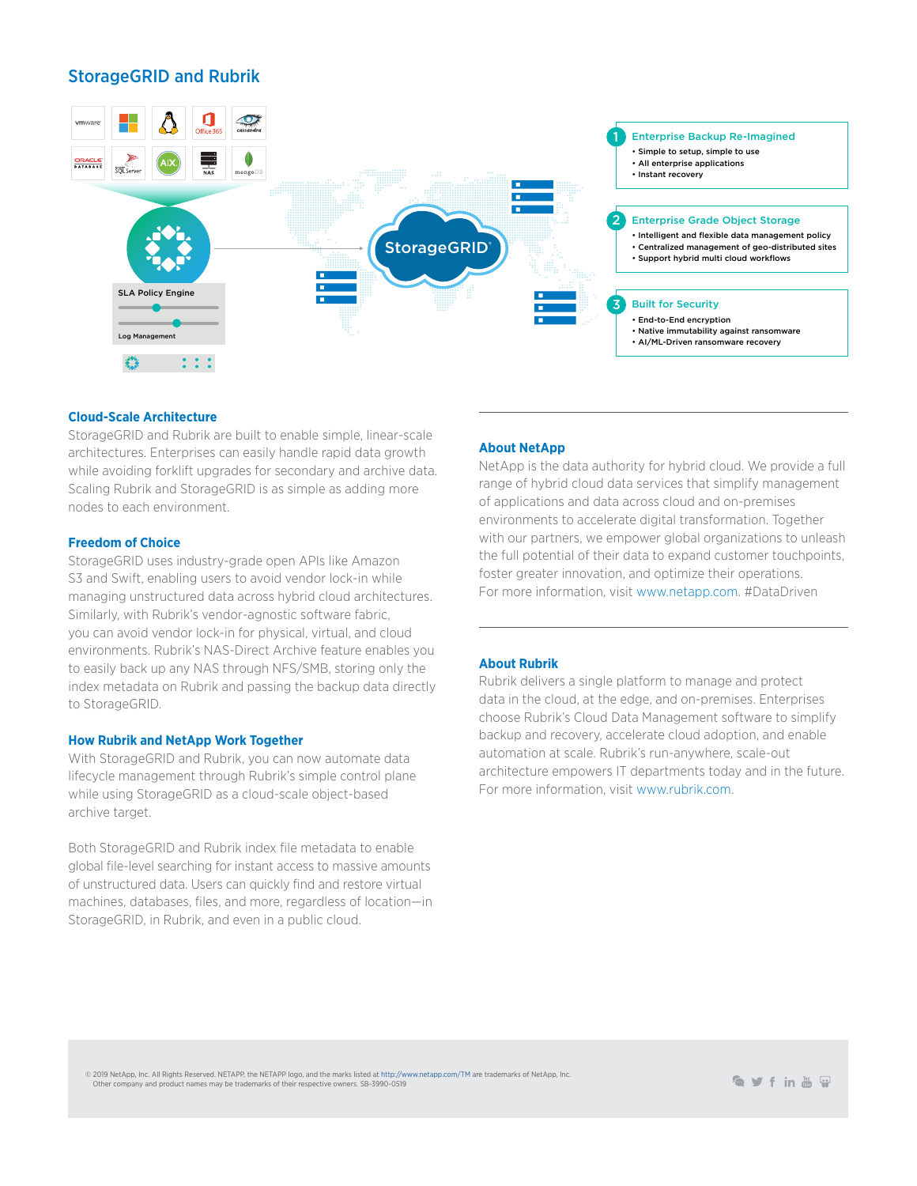## StorageGRID and Rubrik

SLA Policy Engine

Log Management

StorageGRID

1 Enterprise Backup Re-Imagined
- Simple to setup, simple to use
- All enterprise applications
- Instant recovery

2 Enterprise Grade Object Storage
- Intelligent and flexible data management policy
- Centralized management of geo-distributed sites
- Support hybrid multi cloud workflows

3 Built for Security
- End-to-End encryption
- Native immutability against ransomware
- AI/ML-Driven ransomware recovery

### Cloud-Scale Architecture

StorageGRID and Rubrik are built to enable simple, linear-scale architectures. Enterprises can easily handle rapid data growth while avoiding forklift upgrades for secondary and archive data. Scaling Rubrik and StorageGRID is as simple as adding more nodes to each environment.

### Freedom of Choice

StorageGRID uses industry-grade open APIs like Amazon S3 and Swift, enabling users to avoid vendor lock-in while managing unstructured data across hybrid cloud architectures. Similarly, with Rubrik's vendor-agnostic software fabric, you can avoid vendor lock-in for physical, virtual, and cloud environments. Rubrik's NAS-Direct Archive feature enables you to easily back up any NAS through NFS/SMB, storing only the index metadata on Rubrik and passing the backup data directly to StorageGRID.

### How Rubrik and NetApp Work Together

With StorageGRID and Rubrik, you can now automate data lifecycle management through Rubrik's simple control plane while using StorageGRID as a cloud-scale object-based archive target.

Both StorageGRID and Rubrik index file metadata to enable global file-level searching for instant access to massive amounts of unstructured data. Users can quickly find and restore virtual machines, databases, files, and more, regardless of location—in StorageGRID, in Rubrik, and even in a public cloud.

### About NetApp

NetApp is the data authority for hybrid cloud. We provide a full range of hybrid cloud data services that simplify management of applications and data across cloud and on-premises environments to accelerate digital transformation. Together with our partners, we empower global organizations to unleash the full potential of their data to expand customer touchpoints, foster greater innovation, and optimize their operations. For more information, visit www.netapp.com. #DataDriven

### About Rubrik

Rubrik delivers a single platform to manage and protect data in the cloud, at the edge, and on-premises. Enterprises choose Rubrik's Cloud Data Management software to simplify backup and recovery, accelerate cloud adoption, and enable automation at scale. Rubrik's run-anywhere, scale-out architecture empowers IT departments today and in the future. For more information, visit www.rubrik.com.

© 2019 NetApp, Inc. All Rights Reserved. NETAPP, the NETAPP logo, and the marks listed at http://www.netapp.com/TM are trademarks of NetApp, Inc. Other company and product names may be trademarks of their respective owners. SB-3990-0519